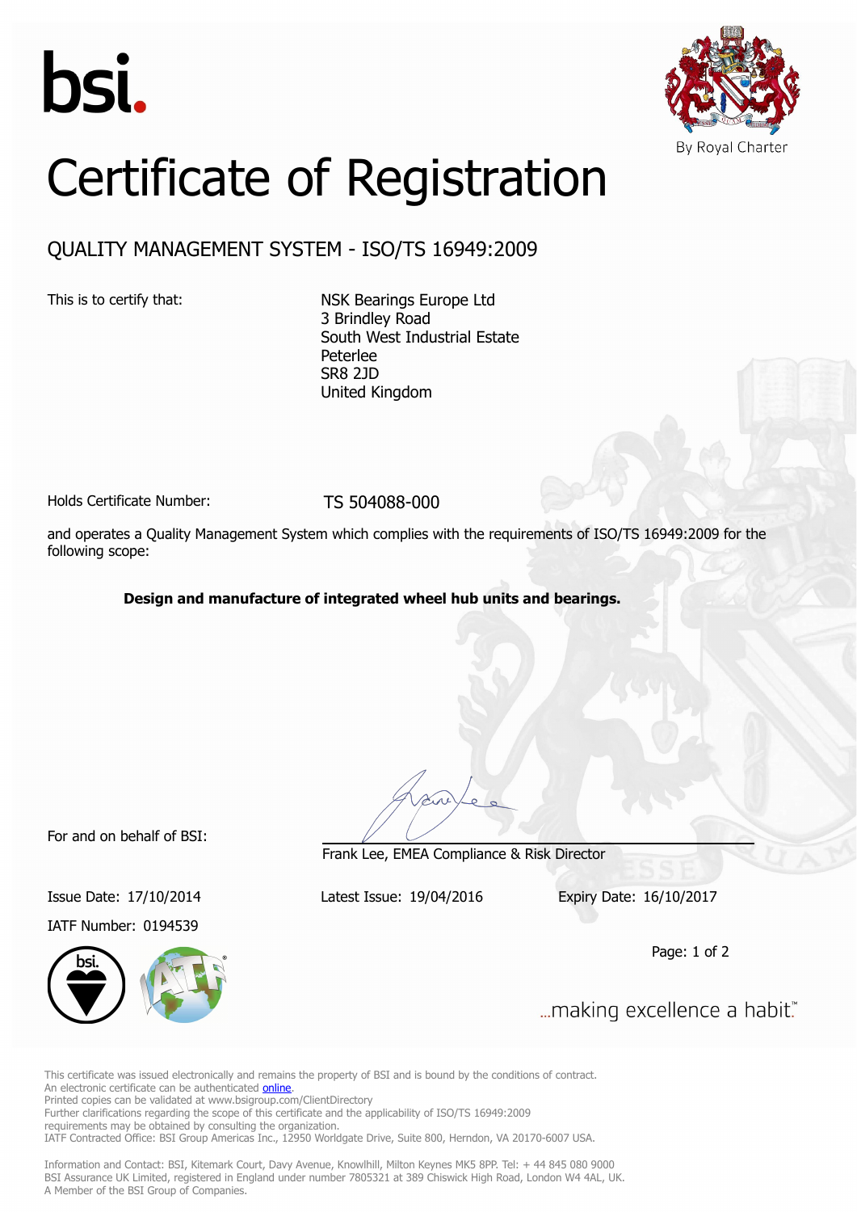bsi.

By Royal Charter

# Certificate of Registration

## QUALITY MANAGEMENT SYSTEM - ISO/TS 16949:2009

This is to certify that:

NSK Bearings Europe Ltd  
3 Brindley Road  
South West Industrial Estate  
Peterlee  
SR8 2JD  
United Kingdom

Holds Certificate Number: TS 504088-000

and operates a Quality Management System which complies with the requirements of ISO/TS 16949:2009 for the following scope:

**Design and manufacture of integrated wheel hub units and bearings.**

For and on behalf of BSI:

Frank Lee, EMEA Compliance & Risk Director

Issue Date: 17/10/2014  Latest Issue: 19/04/2016  Expiry Date: 16/10/2017

IATF Number: 0194539

...making excellence a habit.™

This certificate was issued electronically and remains the property of BSI and is bound by the conditions of contract.  
An electronic certificate can be authenticated online.  
Printed copies can be validated at www.bsigroup.com/ClientDirectory  
Further clarifications regarding the scope of this certificate and the applicability of ISO/TS 16949:2009 requirements may be obtained by consulting the organization.  
IATF Contracted Office: BSI Group Americas Inc., 12950 Worldgate Drive, Suite 800, Herndon, VA 20170-6007 USA.

Information and Contact: BSI, Kitemark Court, Davy Avenue, Knowlhill, Milton Keynes MK5 8PP. Tel: + 44 845 080 9000  
BSI Assurance UK Limited, registered in England under number 7805321 at 389 Chiswick High Road, London W4 4AL, UK.  
A Member of the BSI Group of Companies.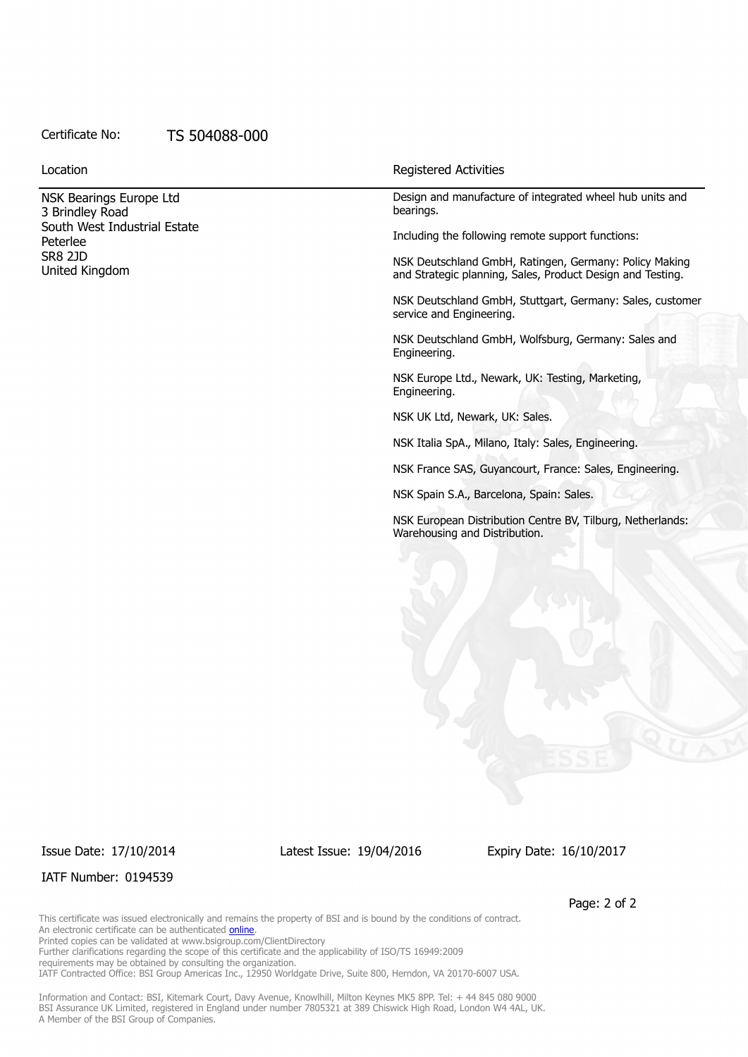Certificate No: TS 504088-000

| Location | Registered Activities |
|---|---|
| NSK Bearings Europe Ltd<br>3 Brindley Road<br>South West Industrial Estate<br>Peterlee<br>SR8 2JD<br>United Kingdom | Design and manufacture of integrated wheel hub units and bearings.<br><br>Including the following remote support functions:<br><br>NSK Deutschland GmbH, Ratingen, Germany: Policy Making and Strategic planning, Sales, Product Design and Testing.<br><br>NSK Deutschland GmbH, Stuttgart, Germany: Sales, customer service and Engineering.<br><br>NSK Deutschland GmbH, Wolfsburg, Germany: Sales and Engineering.<br><br>NSK Europe Ltd., Newark, UK: Testing, Marketing, Engineering.<br><br>NSK UK Ltd, Newark, UK: Sales.<br><br>NSK Italia SpA., Milano, Italy: Sales, Engineering.<br><br>NSK France SAS, Guyancourt, France: Sales, Engineering.<br><br>NSK Spain S.A., Barcelona, Spain: Sales.<br><br>NSK European Distribution Centre BV, Tilburg, Netherlands: Warehousing and Distribution. |

Issue Date: 17/10/2014 Latest Issue: 19/04/2016 Expiry Date: 16/10/2017

IATF Number: 0194539

This certificate was issued electronically and remains the property of BSI and is bound by the conditions of contract.
An electronic certificate can be authenticated online.
Printed copies can be validated at www.bsigroup.com/ClientDirectory
Further clarifications regarding the scope of this certificate and the applicability of ISO/TS 16949:2009 requirements may be obtained by consulting the organization.
IATF Contracted Office: BSI Group Americas Inc., 12950 Worldgate Drive, Suite 800, Herndon, VA 20170-6007 USA.

Information and Contact: BSI, Kitemark Court, Davy Avenue, Knowlhill, Milton Keynes MK5 8PP. Tel: + 44 845 080 9000
BSI Assurance UK Limited, registered in England under number 7805321 at 389 Chiswick High Road, London W4 4AL, UK.
A Member of the BSI Group of Companies.